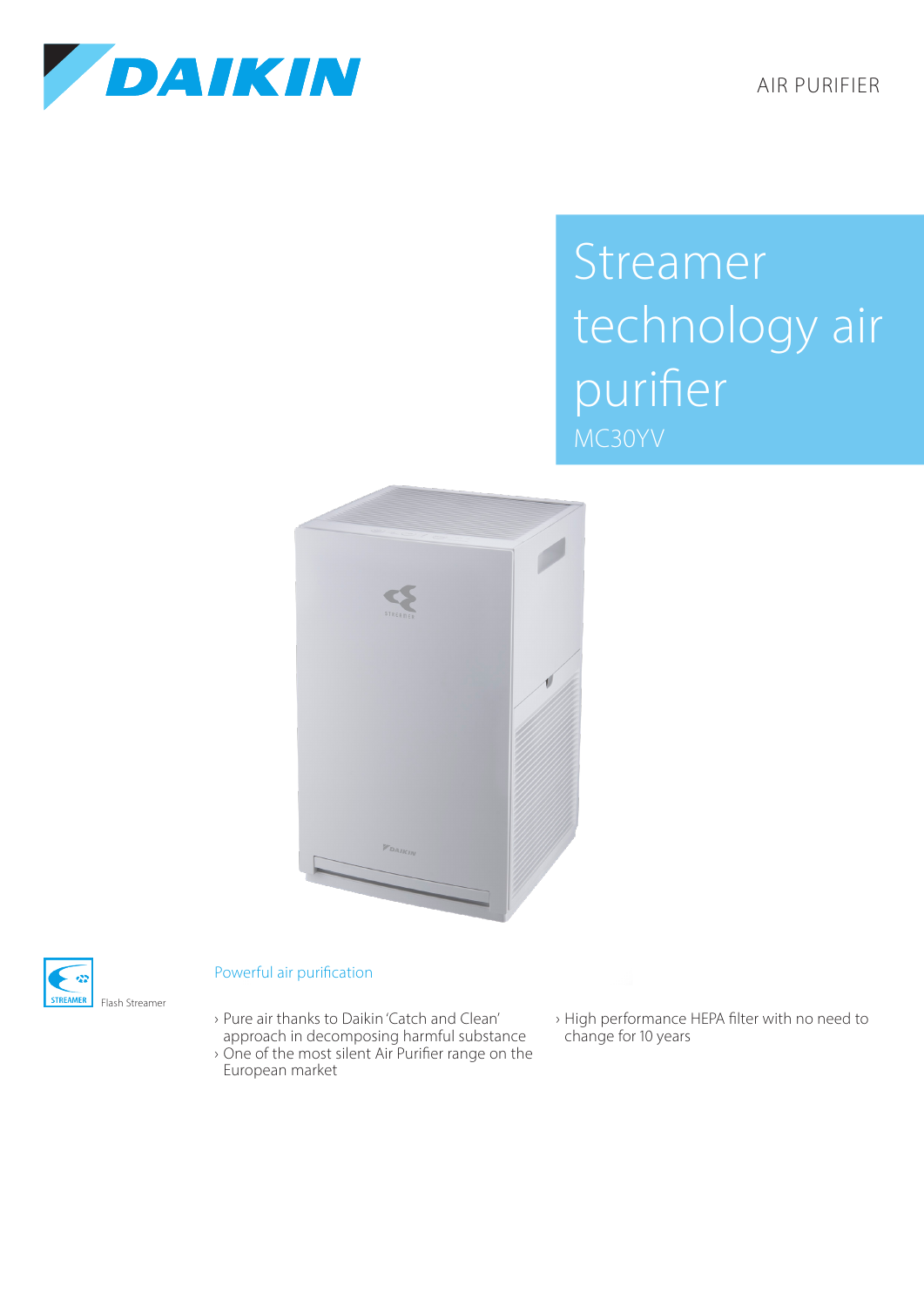DAIKIN

AIR PURIFIER

# Streamer technology air purifier

MC30YV

STREAMER

Flash Streamer

## Powerful air purification

- Pure air thanks to Daikin 'Catch and Clean' approach in decomposing harmful substance
- One of the most silent Air Purifier range on the European market
- High performance HEPA filter with no need to change for 10 years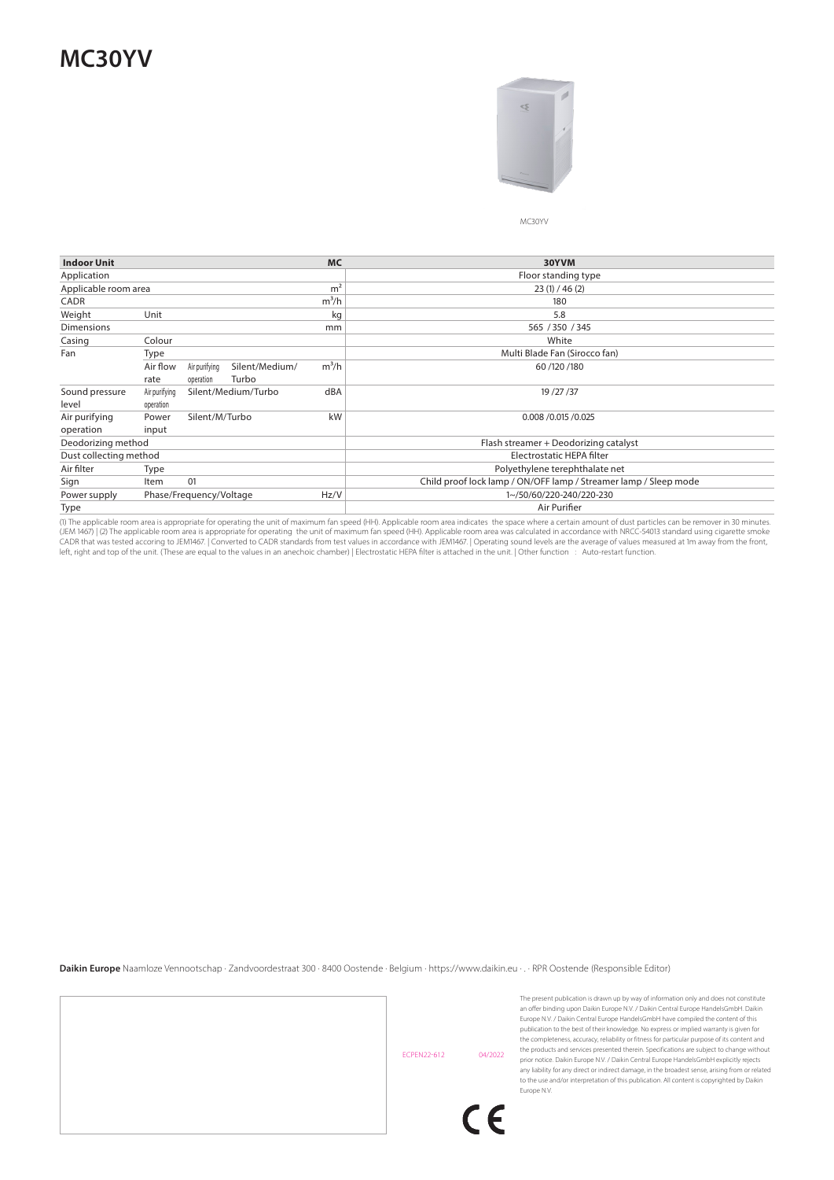# MC30YV

MC30YV

| Indoor Unit | | | | MC | 30YVM |
|---|---|---|---|---|---|
| Application | | | | | Floor standing type |
| Applicable room area | | | | m² | 23 (1) / 46 (2) |
| CADR | | | | m³/h | 180 |
| Weight | Unit | | | kg | 5.8 |
| Dimensions | | | | mm | 565 / 350 / 345 |
| Casing | Colour | | | | White |
| Fan | Type | | | | Multi Blade Fan (Sirocco fan) |
| | Air flow rate | Air purifying operation | Silent/Medium/ Turbo | m³/h | 60 /120 /180 |
| Sound pressure level | Air purifying operation | Silent/Medium/Turbo | | dBA | 19 /27 /37 |
| Air purifying operation | Power input | Silent/M/Turbo | | kW | 0.008 /0.015 /0.025 |
| Deodorizing method | | | | | Flash streamer + Deodorizing catalyst |
| Dust collecting method | | | | | Electrostatic HEPA filter |
| Air filter | Type | | | | Polyethylene terephthalate net |
| Sign | Item | 01 | | | Child proof lock lamp / ON/OFF lamp / Streamer lamp / Sleep mode |
| Power supply | Phase/Frequency/Voltage | | | Hz/V | 1~/50/60/220-240/220-230 |
| Type | | | | | Air Purifier |

(1) The applicable room area is appropriate for operating the unit of maximum fan speed (HH). Applicable room area indicates the space where a certain amount of dust particles can be remover in 30 minutes. (JEM 1467) | (2) The applicable room area is appropriate for operating the unit of maximum fan speed (HH). Applicable room area was calculated in accordance with NRCC-54013 standard using cigarette smoke CADR that was tested accoring to JEM1467. | Converted to CADR standards from test values in accordance with JEM1467. | Operating sound levels are the average of values measured at 1m away from the front, left, right and top of the unit. (These are equal to the values in an anechoic chamber) | Electrostatic HEPA filter is attached in the unit. | Other function : Auto-restart function.

**Daikin Europe** Naamloze Vennootschap · Zandvoordestraat 300 · 8400 Oostende · Belgium · https://www.daikin.eu · . · RPR Oostende (Responsible Editor)

ECPEN22-612 04/2022

The present publication is drawn up by way of information only and does not constitute an offer binding upon Daikin Europe N.V. / Daikin Central Europe HandelsGmbH. Daikin Europe N.V. / Daikin Central Europe HandelsGmbH have compiled the content of this publication to the best of their knowledge. No express or implied warranty is given for the completeness, accuracy, reliability or fitness for particular purpose of its content and the products and services presented therein. Specifications are subject to change without prior notice. Daikin Europe N.V. / Daikin Central Europe HandelsGmbH explicitly rejects any liability for any direct or indirect damage, in the broadest sense, arising from or related to the use and/or interpretation of this publication. All content is copyrighted by Daikin Europe N.V.

CE